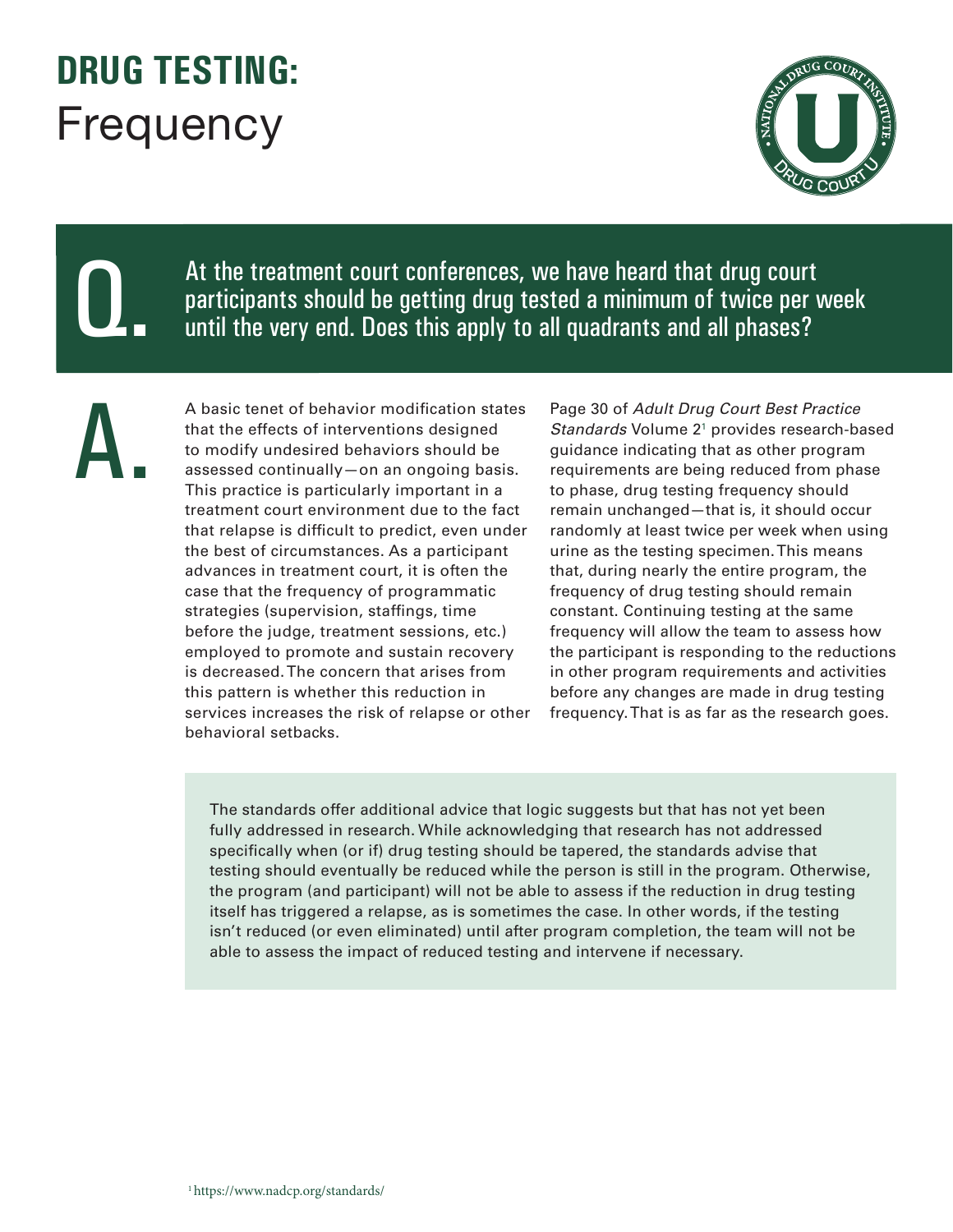# DRUG TESTING: Frequency

**Q.** At the treatment court conferences, we have heard that drug court participants should be getting drug tested a minimum of twice per week until the very end. Does this apply to all quadrants and all phases?

**A.** A basic tenet of behavior modification states that the effects of interventions designed to modify undesired behaviors should be assessed continually—on an ongoing basis. This practice is particularly important in a treatment court environment due to the fact that relapse is difficult to predict, even under the best of circumstances. As a participant advances in treatment court, it is often the case that the frequency of programmatic strategies (supervision, staffings, time before the judge, treatment sessions, etc.) employed to promote and sustain recovery is decreased. The concern that arises from this pattern is whether this reduction in services increases the risk of relapse or other behavioral setbacks.

Page 30 of *Adult Drug Court Best Practice Standards* Volume 2[1] provides research-based guidance indicating that as other program requirements are being reduced from phase to phase, drug testing frequency should remain unchanged—that is, it should occur randomly at least twice per week when using urine as the testing specimen. This means that, during nearly the entire program, the frequency of drug testing should remain constant. Continuing testing at the same frequency will allow the team to assess how the participant is responding to the reductions in other program requirements and activities before any changes are made in drug testing frequency. That is as far as the research goes.

The standards offer additional advice that logic suggests but that has not yet been fully addressed in research. While acknowledging that research has not addressed specifically when (or if) drug testing should be tapered, the standards advise that testing should eventually be reduced while the person is still in the program. Otherwise, the program (and participant) will not be able to assess if the reduction in drug testing itself has triggered a relapse, as is sometimes the case. In other words, if the testing isn't reduced (or even eliminated) until after program completion, the team will not be able to assess the impact of reduced testing and intervene if necessary.

[1] https://www.nadcp.org/standards/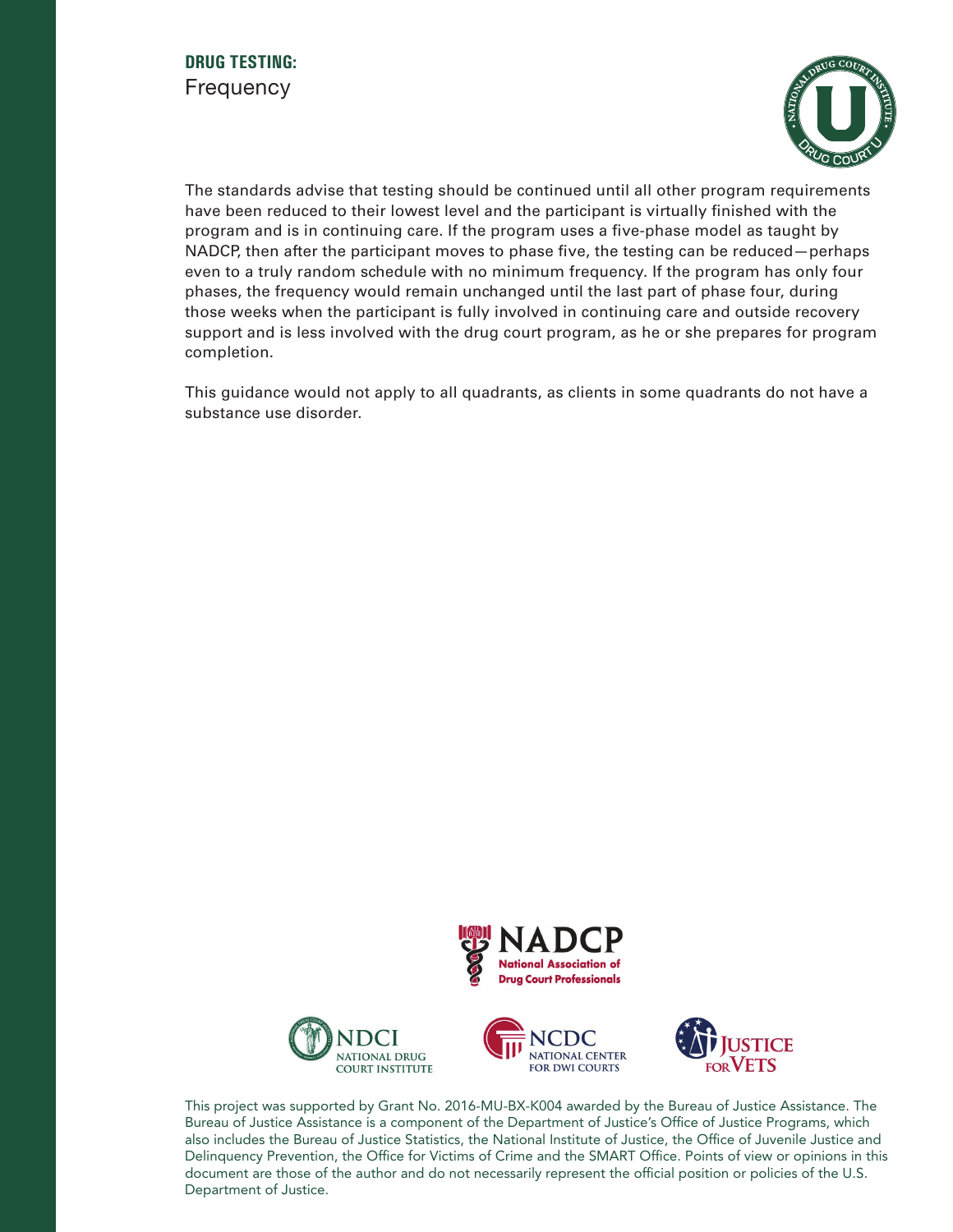**DRUG TESTING:**
Frequency

The standards advise that testing should be continued until all other program requirements have been reduced to their lowest level and the participant is virtually finished with the program and is in continuing care. If the program uses a five-phase model as taught by NADCP, then after the participant moves to phase five, the testing can be reduced—perhaps even to a truly random schedule with no minimum frequency. If the program has only four phases, the frequency would remain unchanged until the last part of phase four, during those weeks when the participant is fully involved in continuing care and outside recovery support and is less involved with the drug court program, as he or she prepares for program completion.

This guidance would not apply to all quadrants, as clients in some quadrants do not have a substance use disorder.

This project was supported by Grant No. 2016-MU-BX-K004 awarded by the Bureau of Justice Assistance. The Bureau of Justice Assistance is a component of the Department of Justice's Office of Justice Programs, which also includes the Bureau of Justice Statistics, the National Institute of Justice, the Office of Juvenile Justice and Delinquency Prevention, the Office for Victims of Crime and the SMART Office. Points of view or opinions in this document are those of the author and do not necessarily represent the official position or policies of the U.S. Department of Justice.